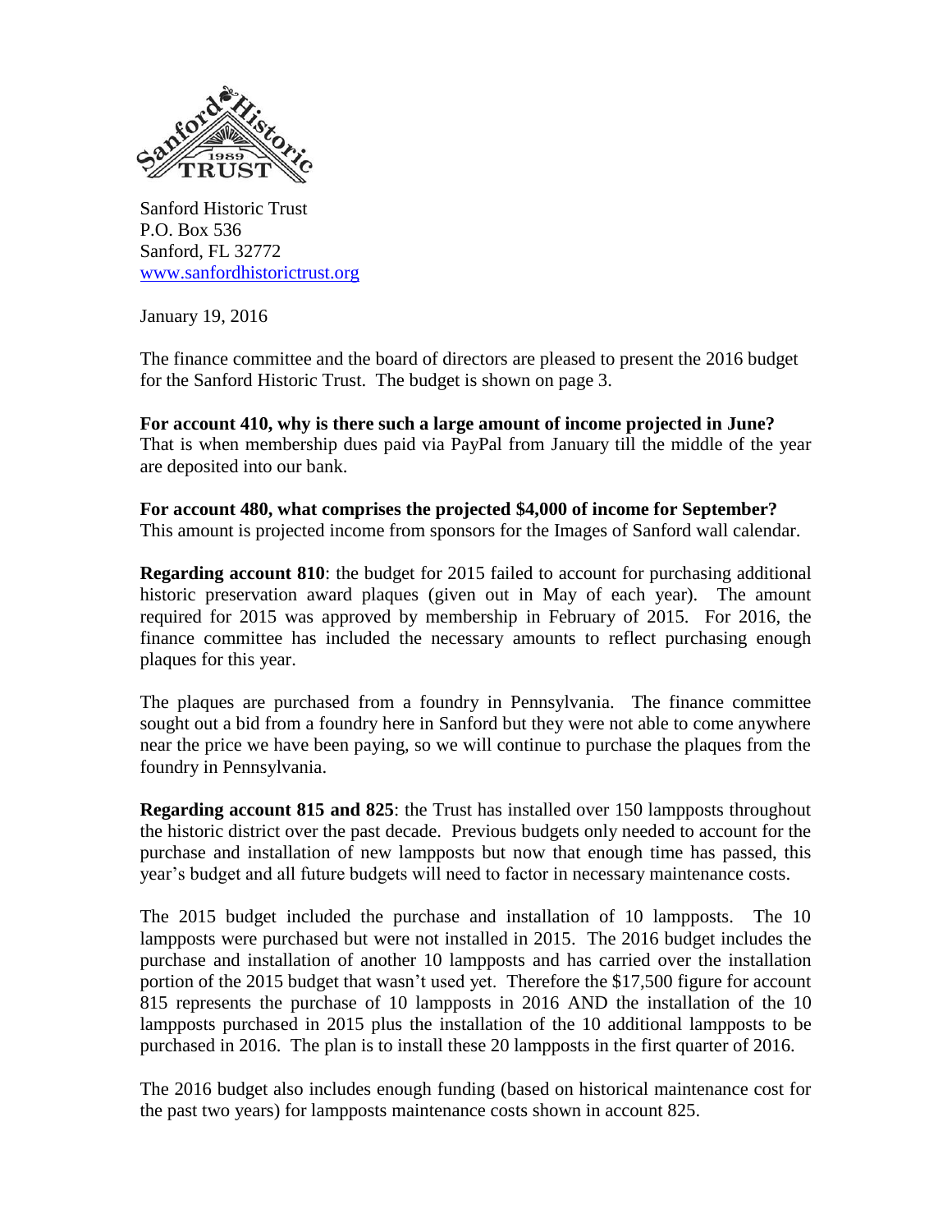Sanford Historic Trust
P.O. Box 536
Sanford, FL 32772
www.sanfordhistorictrust.org

January 19, 2016

The finance committee and the board of directors are pleased to present the 2016 budget for the Sanford Historic Trust. The budget is shown on page 3.

**For account 410, why is there such a large amount of income projected in June?**
That is when membership dues paid via PayPal from January till the middle of the year are deposited into our bank.

**For account 480, what comprises the projected $4,000 of income for September?**
This amount is projected income from sponsors for the Images of Sanford wall calendar.

**Regarding account 810**: the budget for 2015 failed to account for purchasing additional historic preservation award plaques (given out in May of each year). The amount required for 2015 was approved by membership in February of 2015. For 2016, the finance committee has included the necessary amounts to reflect purchasing enough plaques for this year.

The plaques are purchased from a foundry in Pennsylvania. The finance committee sought out a bid from a foundry here in Sanford but they were not able to come anywhere near the price we have been paying, so we will continue to purchase the plaques from the foundry in Pennsylvania.

**Regarding account 815 and 825**: the Trust has installed over 150 lampposts throughout the historic district over the past decade. Previous budgets only needed to account for the purchase and installation of new lampposts but now that enough time has passed, this year's budget and all future budgets will need to factor in necessary maintenance costs.

The 2015 budget included the purchase and installation of 10 lampposts. The 10 lampposts were purchased but were not installed in 2015. The 2016 budget includes the purchase and installation of another 10 lampposts and has carried over the installation portion of the 2015 budget that wasn't used yet. Therefore the $17,500 figure for account 815 represents the purchase of 10 lampposts in 2016 AND the installation of the 10 lampposts purchased in 2015 plus the installation of the 10 additional lampposts to be purchased in 2016. The plan is to install these 20 lampposts in the first quarter of 2016.

The 2016 budget also includes enough funding (based on historical maintenance cost for the past two years) for lampposts maintenance costs shown in account 825.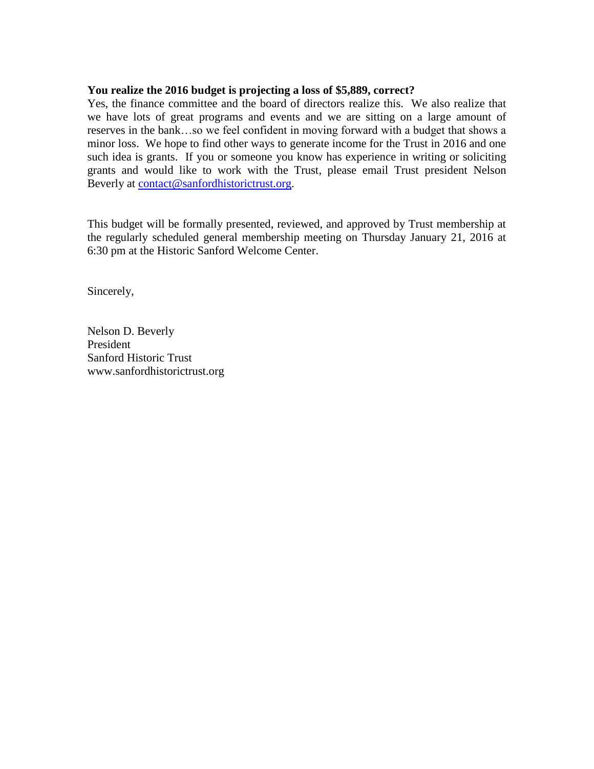**You realize the 2016 budget is projecting a loss of $5,889, correct?**
Yes, the finance committee and the board of directors realize this. We also realize that we have lots of great programs and events and we are sitting on a large amount of reserves in the bank…so we feel confident in moving forward with a budget that shows a minor loss. We hope to find other ways to generate income for the Trust in 2016 and one such idea is grants. If you or someone you know has experience in writing or soliciting grants and would like to work with the Trust, please email Trust president Nelson Beverly at contact@sanfordhistorictrust.org.

This budget will be formally presented, reviewed, and approved by Trust membership at the regularly scheduled general membership meeting on Thursday January 21, 2016 at 6:30 pm at the Historic Sanford Welcome Center.

Sincerely,

Nelson D. Beverly
President
Sanford Historic Trust
www.sanfordhistorictrust.org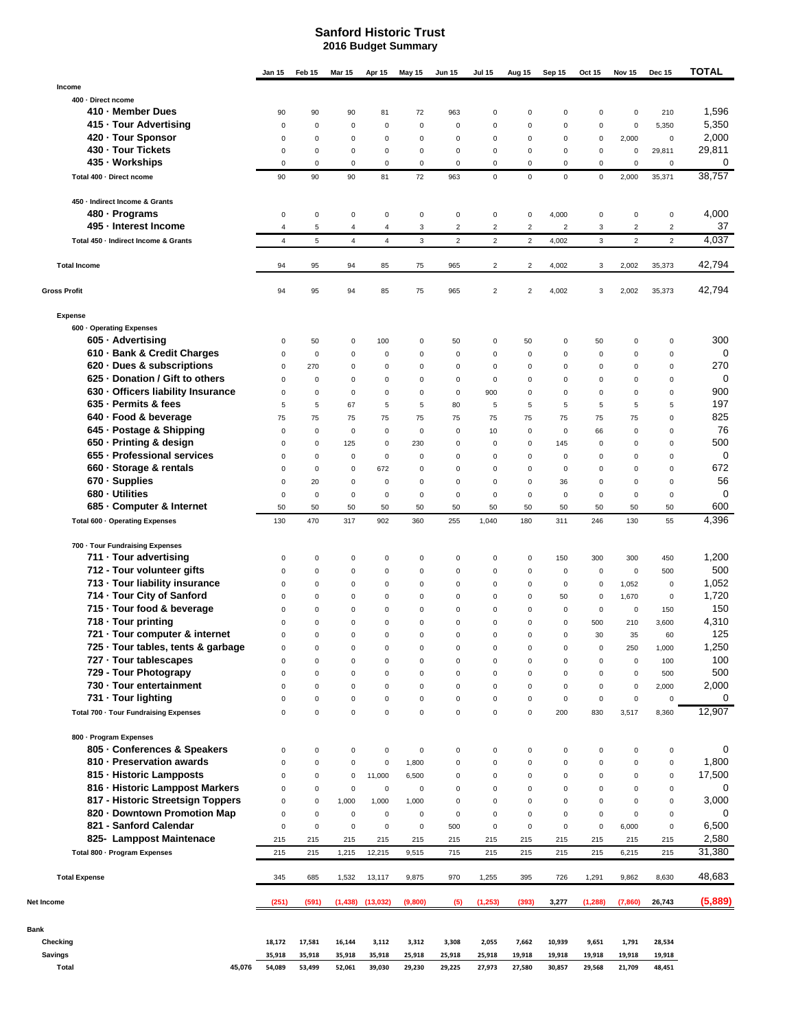# Sanford Historic Trust

## 2016 Budget Summary

| | Jan 15 | Feb 15 | Mar 15 | Apr 15 | May 15 | Jun 15 | Jul 15 | Aug 15 | Sep 15 | Oct 15 | Nov 15 | Dec 15 | TOTAL |
|---|---|---|---|---|---|---|---|---|---|---|---|---|---|
| **Income** | | | | | | | | | | | | | |
| 400 · Direct ncome | | | | | | | | | | | | | |
| 410 · Member Dues | 90 | 90 | 90 | 81 | 72 | 963 | 0 | 0 | 0 | 0 | 0 | 210 | 1,596 |
| 415 · Tour Advertising | 0 | 0 | 0 | 0 | 0 | 0 | 0 | 0 | 0 | 0 | 0 | 5,350 | 5,350 |
| 420 · Tour Sponsor | 0 | 0 | 0 | 0 | 0 | 0 | 0 | 0 | 0 | 0 | 2,000 | 0 | 2,000 |
| 430 · Tour Tickets | 0 | 0 | 0 | 0 | 0 | 0 | 0 | 0 | 0 | 0 | 0 | 29,811 | 29,811 |
| 435 · Workshops | 0 | 0 | 0 | 0 | 0 | 0 | 0 | 0 | 0 | 0 | 0 | 0 | 0 |
| Total 400 · Direct ncome | 90 | 90 | 90 | 81 | 72 | 963 | 0 | 0 | 0 | 0 | 2,000 | 35,371 | 38,757 |
| 450 · Indirect Income & Grants | | | | | | | | | | | | | |
| 480 · Programs | 0 | 0 | 0 | 0 | 0 | 0 | 0 | 0 | 4,000 | 0 | 0 | 0 | 4,000 |
| 495 · Interest Income | 4 | 5 | 4 | 4 | 3 | 2 | 2 | 2 | 2 | 3 | 2 | 2 | 37 |
| Total 450 · Indirect Income & Grants | 4 | 5 | 4 | 4 | 3 | 2 | 2 | 2 | 4,002 | 3 | 2 | 2 | 4,037 |
| **Total Income** | 94 | 95 | 94 | 85 | 75 | 965 | 2 | 2 | 4,002 | 3 | 2,002 | 35,373 | 42,794 |
| **Gross Profit** | 94 | 95 | 94 | 85 | 75 | 965 | 2 | 2 | 4,002 | 3 | 2,002 | 35,373 | 42,794 |
| **Expense** | | | | | | | | | | | | | |
| 600 · Operating Expenses | | | | | | | | | | | | | |
| 605 · Advertising | 0 | 50 | 0 | 100 | 0 | 50 | 0 | 50 | 0 | 50 | 0 | 0 | 300 |
| 610 · Bank & Credit Charges | 0 | 0 | 0 | 0 | 0 | 0 | 0 | 0 | 0 | 0 | 0 | 0 | 0 |
| 620 · Dues & subscriptions | 0 | 270 | 0 | 0 | 0 | 0 | 0 | 0 | 0 | 0 | 0 | 0 | 270 |
| 625 · Donation / Gift to others | 0 | 0 | 0 | 0 | 0 | 0 | 0 | 0 | 0 | 0 | 0 | 0 | 0 |
| 630 · Officers liability Insurance | 0 | 0 | 0 | 0 | 0 | 0 | 900 | 0 | 0 | 0 | 0 | 0 | 900 |
| 635 · Permits & fees | 5 | 5 | 67 | 5 | 5 | 80 | 5 | 5 | 5 | 5 | 5 | 5 | 197 |
| 640 · Food & beverage | 75 | 75 | 75 | 75 | 75 | 75 | 75 | 75 | 75 | 75 | 75 | 0 | 825 |
| 645 · Postage & Shipping | 0 | 0 | 0 | 0 | 0 | 0 | 10 | 0 | 0 | 66 | 0 | 0 | 76 |
| 650 · Printing & design | 0 | 0 | 125 | 0 | 230 | 0 | 0 | 0 | 145 | 0 | 0 | 0 | 500 |
| 655 · Professional services | 0 | 0 | 0 | 0 | 0 | 0 | 0 | 0 | 0 | 0 | 0 | 0 | 0 |
| 660 · Storage & rentals | 0 | 0 | 0 | 672 | 0 | 0 | 0 | 0 | 0 | 0 | 0 | 0 | 672 |
| 670 · Supplies | 0 | 20 | 0 | 0 | 0 | 0 | 0 | 0 | 36 | 0 | 0 | 0 | 56 |
| 680 · Utilities | 0 | 0 | 0 | 0 | 0 | 0 | 0 | 0 | 0 | 0 | 0 | 0 | 0 |
| 685 · Computer & Internet | 50 | 50 | 50 | 50 | 50 | 50 | 50 | 50 | 50 | 50 | 50 | 50 | 600 |
| Total 600 · Operating Expenses | 130 | 470 | 317 | 902 | 360 | 255 | 1,040 | 180 | 311 | 246 | 130 | 55 | 4,396 |
| 700 · Tour Fundraising Expenses | | | | | | | | | | | | | |
| 711 · Tour advertising | 0 | 0 | 0 | 0 | 0 | 0 | 0 | 0 | 150 | 300 | 300 | 450 | 1,200 |
| 712 · Tour volunteer gifts | 0 | 0 | 0 | 0 | 0 | 0 | 0 | 0 | 0 | 0 | 0 | 500 | 500 |
| 713 · Tour liability insurance | 0 | 0 | 0 | 0 | 0 | 0 | 0 | 0 | 0 | 0 | 1,052 | 0 | 1,052 |
| 714 · Tour City of Sanford | 0 | 0 | 0 | 0 | 0 | 0 | 0 | 0 | 50 | 0 | 1,670 | 0 | 1,720 |
| 715 · Tour food & beverage | 0 | 0 | 0 | 0 | 0 | 0 | 0 | 0 | 0 | 0 | 0 | 150 | 150 |
| 718 · Tour printing | 0 | 0 | 0 | 0 | 0 | 0 | 0 | 0 | 0 | 500 | 210 | 3,600 | 4,310 |
| 721 · Tour computer & internet | 0 | 0 | 0 | 0 | 0 | 0 | 0 | 0 | 0 | 30 | 35 | 60 | 125 |
| 725 · Tour tables, tents & garbage | 0 | 0 | 0 | 0 | 0 | 0 | 0 | 0 | 0 | 0 | 250 | 1,000 | 1,250 |
| 727 · Tour tablescapes | 0 | 0 | 0 | 0 | 0 | 0 | 0 | 0 | 0 | 0 | 0 | 100 | 100 |
| 729 · Tour Photograpy | 0 | 0 | 0 | 0 | 0 | 0 | 0 | 0 | 0 | 0 | 0 | 500 | 500 |
| 730 · Tour entertainment | 0 | 0 | 0 | 0 | 0 | 0 | 0 | 0 | 0 | 0 | 0 | 2,000 | 2,000 |
| 731 · Tour lighting | 0 | 0 | 0 | 0 | 0 | 0 | 0 | 0 | 0 | 0 | 0 | 0 | 0 |
| Total 700 · Tour Fundraising Expenses | 0 | 0 | 0 | 0 | 0 | 0 | 0 | 0 | 200 | 830 | 3,517 | 8,360 | 12,907 |
| 800 · Program Expenses | | | | | | | | | | | | | |
| 805 · Conferences & Speakers | 0 | 0 | 0 | 0 | 0 | 0 | 0 | 0 | 0 | 0 | 0 | 0 | 0 |
| 810 · Preservation awards | 0 | 0 | 0 | 0 | 1,800 | 0 | 0 | 0 | 0 | 0 | 0 | 0 | 1,800 |
| 815 · Historic Lampposts | 0 | 0 | 0 | 11,000 | 6,500 | 0 | 0 | 0 | 0 | 0 | 0 | 0 | 17,500 |
| 816 · Historic Lamppost Markers | 0 | 0 | 0 | 0 | 0 | 0 | 0 | 0 | 0 | 0 | 0 | 0 | 0 |
| 817 · Historic Streetsign Toppers | 0 | 0 | 1,000 | 1,000 | 1,000 | 0 | 0 | 0 | 0 | 0 | 0 | 0 | 3,000 |
| 820 · Downtown Promotion Map | 0 | 0 | 0 | 0 | 0 | 0 | 0 | 0 | 0 | 0 | 0 | 0 | 0 |
| 821 · Sanford Calendar | 0 | 0 | 0 | 0 | 0 | 500 | 0 | 0 | 0 | 0 | 6,000 | 0 | 6,500 |
| 825- Lamppost Maintenace | 215 | 215 | 215 | 215 | 215 | 215 | 215 | 215 | 215 | 215 | 215 | 215 | 2,580 |
| Total 800 · Program Expenses | 215 | 215 | 1,215 | 12,215 | 9,515 | 715 | 215 | 215 | 215 | 215 | 6,215 | 215 | 31,380 |
| **Total Expense** | 345 | 685 | 1,532 | 13,117 | 9,875 | 970 | 1,255 | 395 | 726 | 1,291 | 9,862 | 8,630 | 48,683 |
| **Net Income** | (251) | (591) | (1,438) | (13,032) | (9,800) | (5) | (1,253) | (393) | 3,277 | (1,288) | (7,860) | 26,743 | (5,889) |

| **Bank** | | | | | | | | | | | | | |
|---|---|---|---|---|---|---|---|---|---|---|---|---|---|
| Checking | | 18,172 | 17,581 | 16,144 | 3,112 | 3,312 | 3,308 | 2,055 | 7,662 | 10,939 | 9,651 | 1,791 | 28,534 |
| Savings | | 35,918 | 35,918 | 35,918 | 35,918 | 25,918 | 25,918 | 25,918 | 19,918 | 19,918 | 19,918 | 19,918 | 19,918 |
| Total | 45,076 | 54,089 | 53,499 | 52,061 | 39,030 | 29,230 | 29,225 | 27,973 | 27,580 | 30,857 | 29,568 | 21,709 | 48,451 |